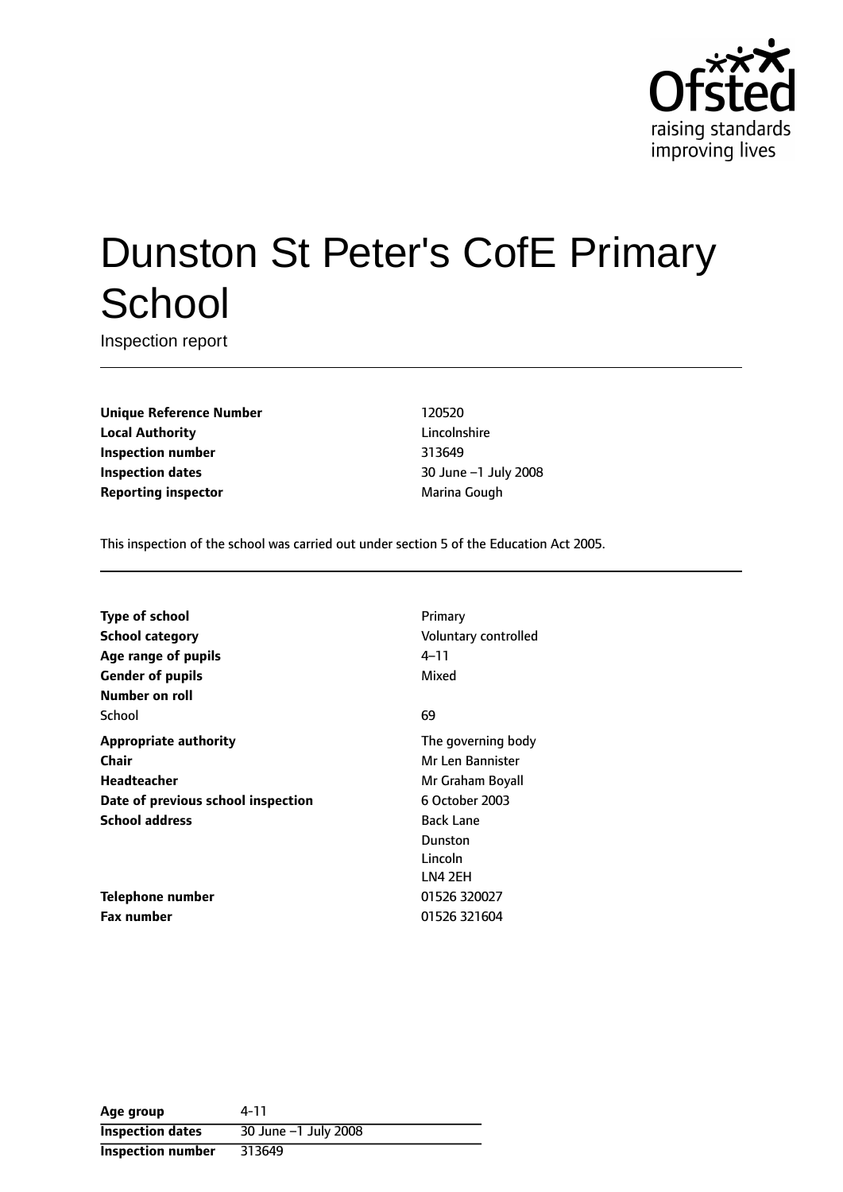# Dunston St Peter's CofE Primary School

Inspection report

| | |
|---|---|
| **Unique Reference Number** | 120520 |
| **Local Authority** | Lincolnshire |
| **Inspection number** | 313649 |
| **Inspection dates** | 30 June –1 July 2008 |
| **Reporting inspector** | Marina Gough |

This inspection of the school was carried out under section 5 of the Education Act 2005.

| | |
|---|---|
| **Type of school** | Primary |
| **School category** | Voluntary controlled |
| **Age range of pupils** | 4–11 |
| **Gender of pupils** | Mixed |
| **Number on roll** | |
| School | 69 |
| **Appropriate authority** | The governing body |
| **Chair** | Mr Len Bannister |
| **Headteacher** | Mr Graham Boyall |
| **Date of previous school inspection** | 6 October 2003 |
| **School address** | Back Lane<br>Dunston<br>Lincoln<br>LN4 2EH |
| **Telephone number** | 01526 320027 |
| **Fax number** | 01526 321604 |

| | |
|---|---|
| **Age group** | 4-11 |
| **Inspection dates** | 30 June –1 July 2008 |
| **Inspection number** | 313649 |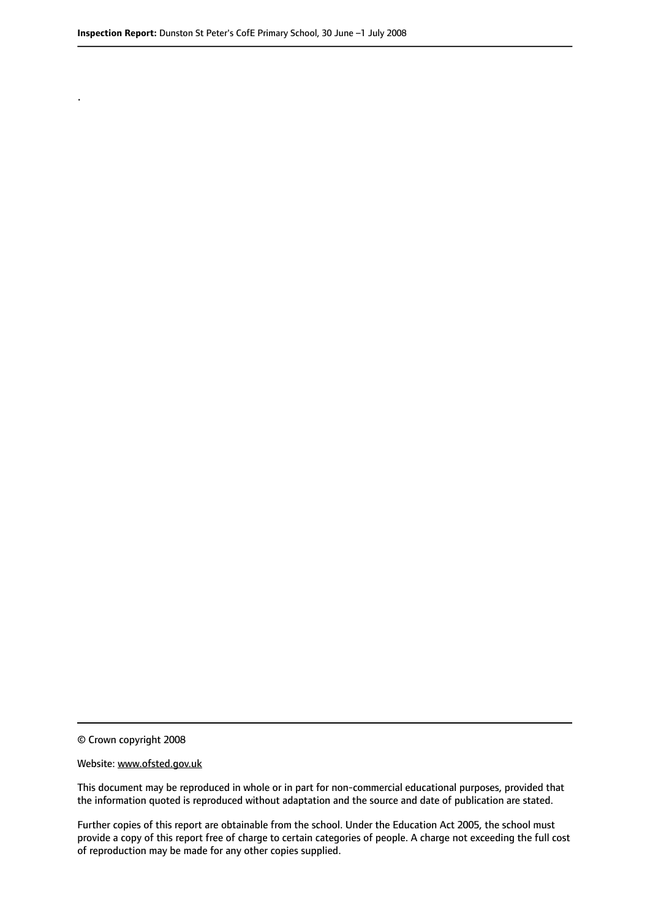.

© Crown copyright 2008

Website: www.ofsted.gov.uk

This document may be reproduced in whole or in part for non-commercial educational purposes, provided that the information quoted is reproduced without adaptation and the source and date of publication are stated.

Further copies of this report are obtainable from the school. Under the Education Act 2005, the school must provide a copy of this report free of charge to certain categories of people. A charge not exceeding the full cost of reproduction may be made for any other copies supplied.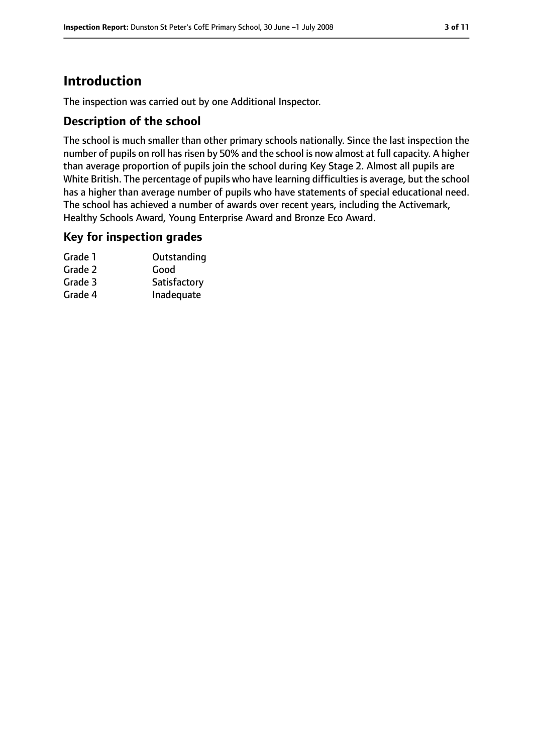# Introduction

The inspection was carried out by one Additional Inspector.

## Description of the school

The school is much smaller than other primary schools nationally. Since the last inspection the number of pupils on roll has risen by 50% and the school is now almost at full capacity. A higher than average proportion of pupils join the school during Key Stage 2. Almost all pupils are White British. The percentage of pupils who have learning difficulties is average, but the school has a higher than average number of pupils who have statements of special educational need. The school has achieved a number of awards over recent years, including the Activemark, Healthy Schools Award, Young Enterprise Award and Bronze Eco Award.

## Key for inspection grades

| | |
|---|---|
| Grade 1 | Outstanding |
| Grade 2 | Good |
| Grade 3 | Satisfactory |
| Grade 4 | Inadequate |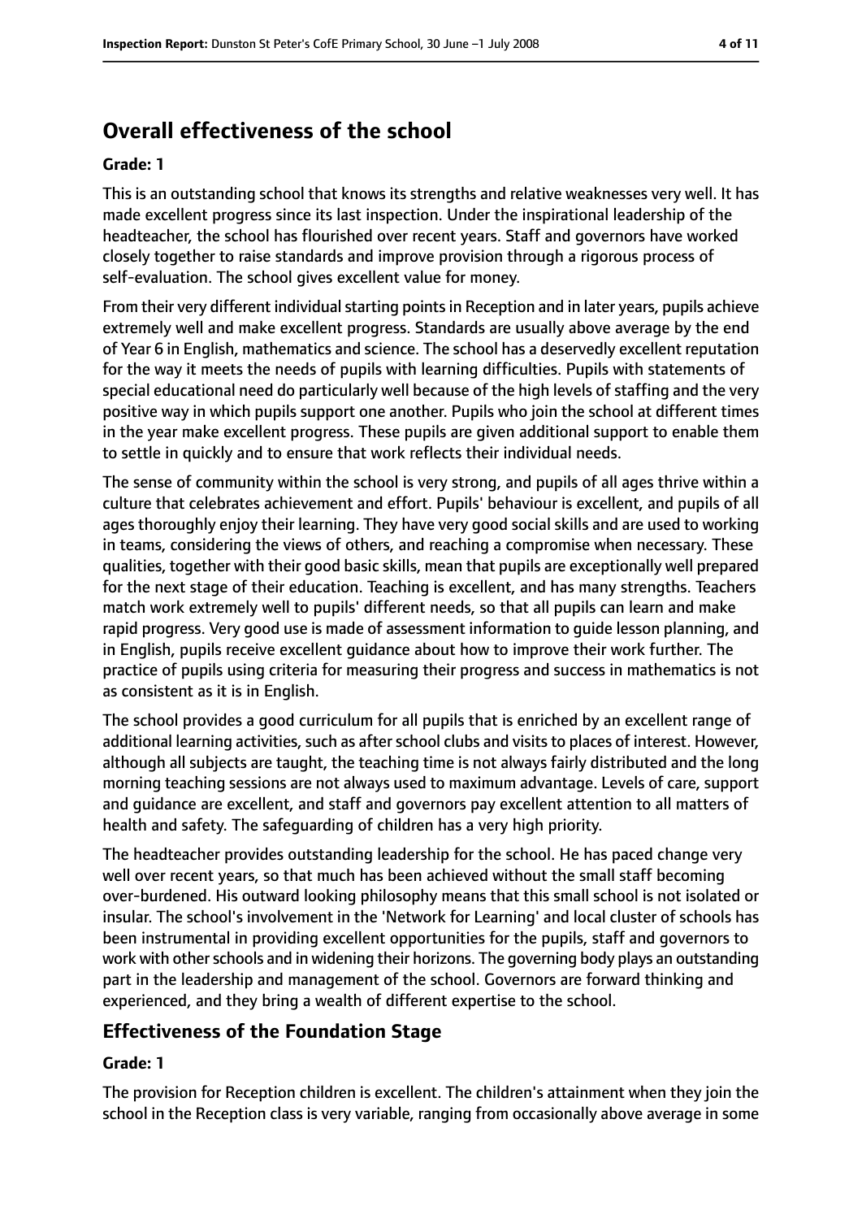## Overall effectiveness of the school

**Grade: 1**

This is an outstanding school that knows its strengths and relative weaknesses very well. It has made excellent progress since its last inspection. Under the inspirational leadership of the headteacher, the school has flourished over recent years. Staff and governors have worked closely together to raise standards and improve provision through a rigorous process of self-evaluation. The school gives excellent value for money.

From their very different individual starting points in Reception and in later years, pupils achieve extremely well and make excellent progress. Standards are usually above average by the end of Year 6 in English, mathematics and science. The school has a deservedly excellent reputation for the way it meets the needs of pupils with learning difficulties. Pupils with statements of special educational need do particularly well because of the high levels of staffing and the very positive way in which pupils support one another. Pupils who join the school at different times in the year make excellent progress. These pupils are given additional support to enable them to settle in quickly and to ensure that work reflects their individual needs.

The sense of community within the school is very strong, and pupils of all ages thrive within a culture that celebrates achievement and effort. Pupils' behaviour is excellent, and pupils of all ages thoroughly enjoy their learning. They have very good social skills and are used to working in teams, considering the views of others, and reaching a compromise when necessary. These qualities, together with their good basic skills, mean that pupils are exceptionally well prepared for the next stage of their education. Teaching is excellent, and has many strengths. Teachers match work extremely well to pupils' different needs, so that all pupils can learn and make rapid progress. Very good use is made of assessment information to guide lesson planning, and in English, pupils receive excellent guidance about how to improve their work further. The practice of pupils using criteria for measuring their progress and success in mathematics is not as consistent as it is in English.

The school provides a good curriculum for all pupils that is enriched by an excellent range of additional learning activities, such as after school clubs and visits to places of interest. However, although all subjects are taught, the teaching time is not always fairly distributed and the long morning teaching sessions are not always used to maximum advantage. Levels of care, support and guidance are excellent, and staff and governors pay excellent attention to all matters of health and safety. The safeguarding of children has a very high priority.

The headteacher provides outstanding leadership for the school. He has paced change very well over recent years, so that much has been achieved without the small staff becoming over-burdened. His outward looking philosophy means that this small school is not isolated or insular. The school's involvement in the 'Network for Learning' and local cluster of schools has been instrumental in providing excellent opportunities for the pupils, staff and governors to work with other schools and in widening their horizons. The governing body plays an outstanding part in the leadership and management of the school. Governors are forward thinking and experienced, and they bring a wealth of different expertise to the school.

### Effectiveness of the Foundation Stage

**Grade: 1**

The provision for Reception children is excellent. The children's attainment when they join the school in the Reception class is very variable, ranging from occasionally above average in some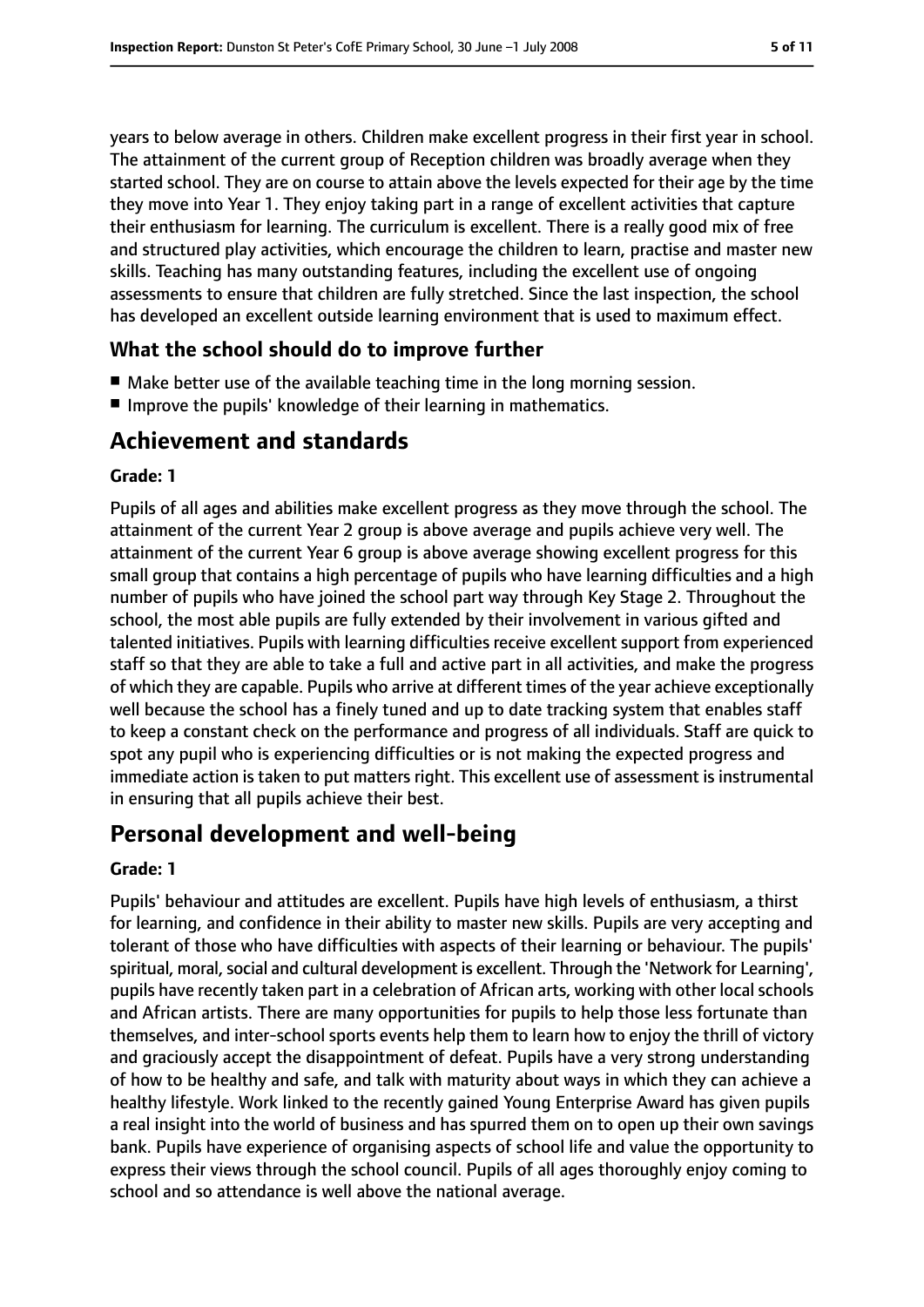years to below average in others. Children make excellent progress in their first year in school. The attainment of the current group of Reception children was broadly average when they started school. They are on course to attain above the levels expected for their age by the time they move into Year 1. They enjoy taking part in a range of excellent activities that capture their enthusiasm for learning. The curriculum is excellent. There is a really good mix of free and structured play activities, which encourage the children to learn, practise and master new skills. Teaching has many outstanding features, including the excellent use of ongoing assessments to ensure that children are fully stretched. Since the last inspection, the school has developed an excellent outside learning environment that is used to maximum effect.

### What the school should do to improve further

- Make better use of the available teaching time in the long morning session.
- Improve the pupils' knowledge of their learning in mathematics.

## Achievement and standards

#### Grade: 1

Pupils of all ages and abilities make excellent progress as they move through the school. The attainment of the current Year 2 group is above average and pupils achieve very well. The attainment of the current Year 6 group is above average showing excellent progress for this small group that contains a high percentage of pupils who have learning difficulties and a high number of pupils who have joined the school part way through Key Stage 2. Throughout the school, the most able pupils are fully extended by their involvement in various gifted and talented initiatives. Pupils with learning difficulties receive excellent support from experienced staff so that they are able to take a full and active part in all activities, and make the progress of which they are capable. Pupils who arrive at different times of the year achieve exceptionally well because the school has a finely tuned and up to date tracking system that enables staff to keep a constant check on the performance and progress of all individuals. Staff are quick to spot any pupil who is experiencing difficulties or is not making the expected progress and immediate action is taken to put matters right. This excellent use of assessment is instrumental in ensuring that all pupils achieve their best.

## Personal development and well-being

#### Grade: 1

Pupils' behaviour and attitudes are excellent. Pupils have high levels of enthusiasm, a thirst for learning, and confidence in their ability to master new skills. Pupils are very accepting and tolerant of those who have difficulties with aspects of their learning or behaviour. The pupils' spiritual, moral, social and cultural development is excellent. Through the 'Network for Learning', pupils have recently taken part in a celebration of African arts, working with other local schools and African artists. There are many opportunities for pupils to help those less fortunate than themselves, and inter-school sports events help them to learn how to enjoy the thrill of victory and graciously accept the disappointment of defeat. Pupils have a very strong understanding of how to be healthy and safe, and talk with maturity about ways in which they can achieve a healthy lifestyle. Work linked to the recently gained Young Enterprise Award has given pupils a real insight into the world of business and has spurred them on to open up their own savings bank. Pupils have experience of organising aspects of school life and value the opportunity to express their views through the school council. Pupils of all ages thoroughly enjoy coming to school and so attendance is well above the national average.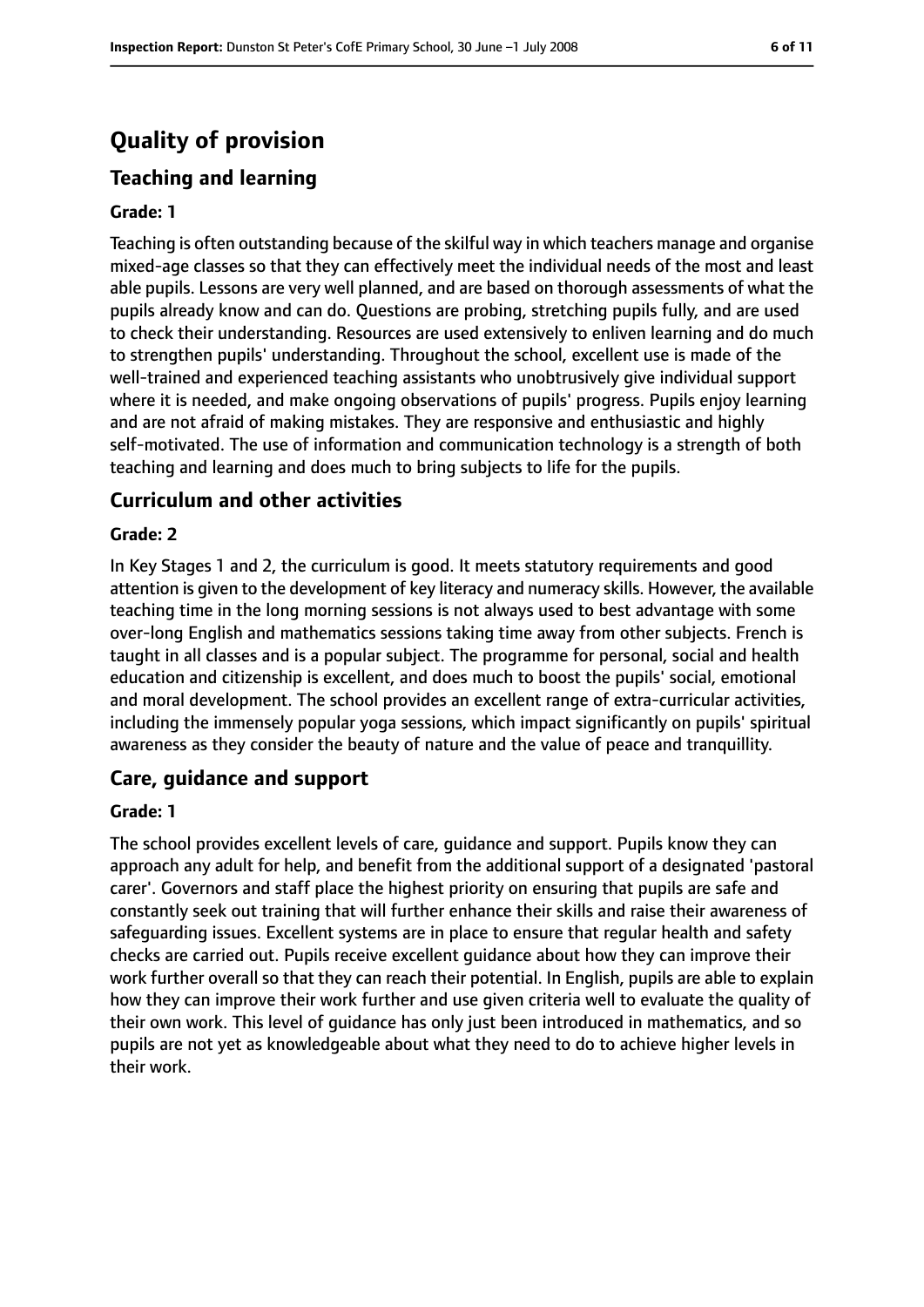# Quality of provision

## Teaching and learning

**Grade: 1**

Teaching is often outstanding because of the skilful way in which teachers manage and organise mixed-age classes so that they can effectively meet the individual needs of the most and least able pupils. Lessons are very well planned, and are based on thorough assessments of what the pupils already know and can do. Questions are probing, stretching pupils fully, and are used to check their understanding. Resources are used extensively to enliven learning and do much to strengthen pupils' understanding. Throughout the school, excellent use is made of the well-trained and experienced teaching assistants who unobtrusively give individual support where it is needed, and make ongoing observations of pupils' progress. Pupils enjoy learning and are not afraid of making mistakes. They are responsive and enthusiastic and highly self-motivated. The use of information and communication technology is a strength of both teaching and learning and does much to bring subjects to life for the pupils.

## Curriculum and other activities

**Grade: 2**

In Key Stages 1 and 2, the curriculum is good. It meets statutory requirements and good attention is given to the development of key literacy and numeracy skills. However, the available teaching time in the long morning sessions is not always used to best advantage with some over-long English and mathematics sessions taking time away from other subjects. French is taught in all classes and is a popular subject. The programme for personal, social and health education and citizenship is excellent, and does much to boost the pupils' social, emotional and moral development. The school provides an excellent range of extra-curricular activities, including the immensely popular yoga sessions, which impact significantly on pupils' spiritual awareness as they consider the beauty of nature and the value of peace and tranquillity.

## Care, guidance and support

**Grade: 1**

The school provides excellent levels of care, guidance and support. Pupils know they can approach any adult for help, and benefit from the additional support of a designated 'pastoral carer'. Governors and staff place the highest priority on ensuring that pupils are safe and constantly seek out training that will further enhance their skills and raise their awareness of safeguarding issues. Excellent systems are in place to ensure that regular health and safety checks are carried out. Pupils receive excellent guidance about how they can improve their work further overall so that they can reach their potential. In English, pupils are able to explain how they can improve their work further and use given criteria well to evaluate the quality of their own work. This level of guidance has only just been introduced in mathematics, and so pupils are not yet as knowledgeable about what they need to do to achieve higher levels in their work.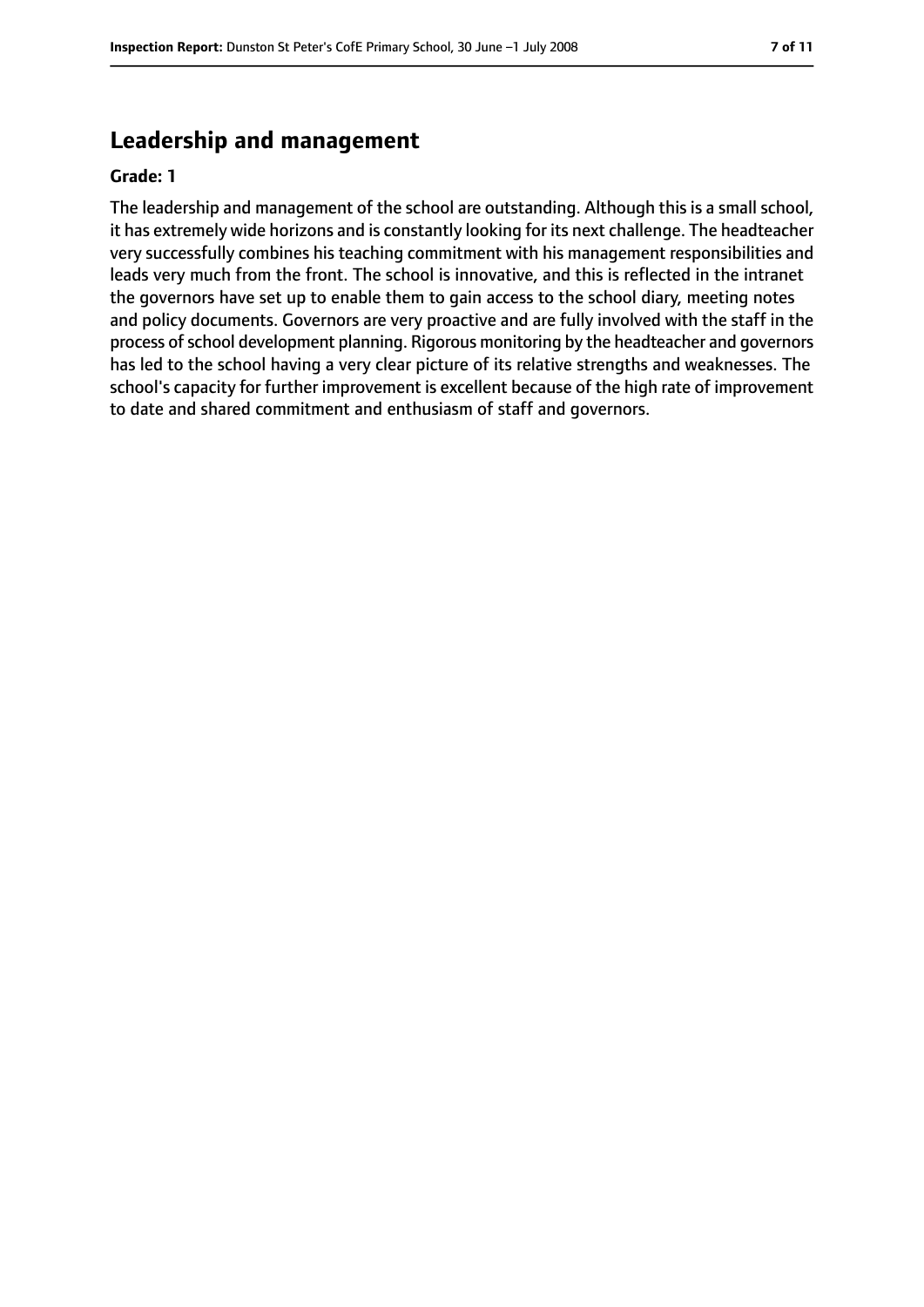## Leadership and management

**Grade: 1**

The leadership and management of the school are outstanding. Although this is a small school, it has extremely wide horizons and is constantly looking for its next challenge. The headteacher very successfully combines his teaching commitment with his management responsibilities and leads very much from the front. The school is innovative, and this is reflected in the intranet the governors have set up to enable them to gain access to the school diary, meeting notes and policy documents. Governors are very proactive and are fully involved with the staff in the process of school development planning. Rigorous monitoring by the headteacher and governors has led to the school having a very clear picture of its relative strengths and weaknesses. The school's capacity for further improvement is excellent because of the high rate of improvement to date and shared commitment and enthusiasm of staff and governors.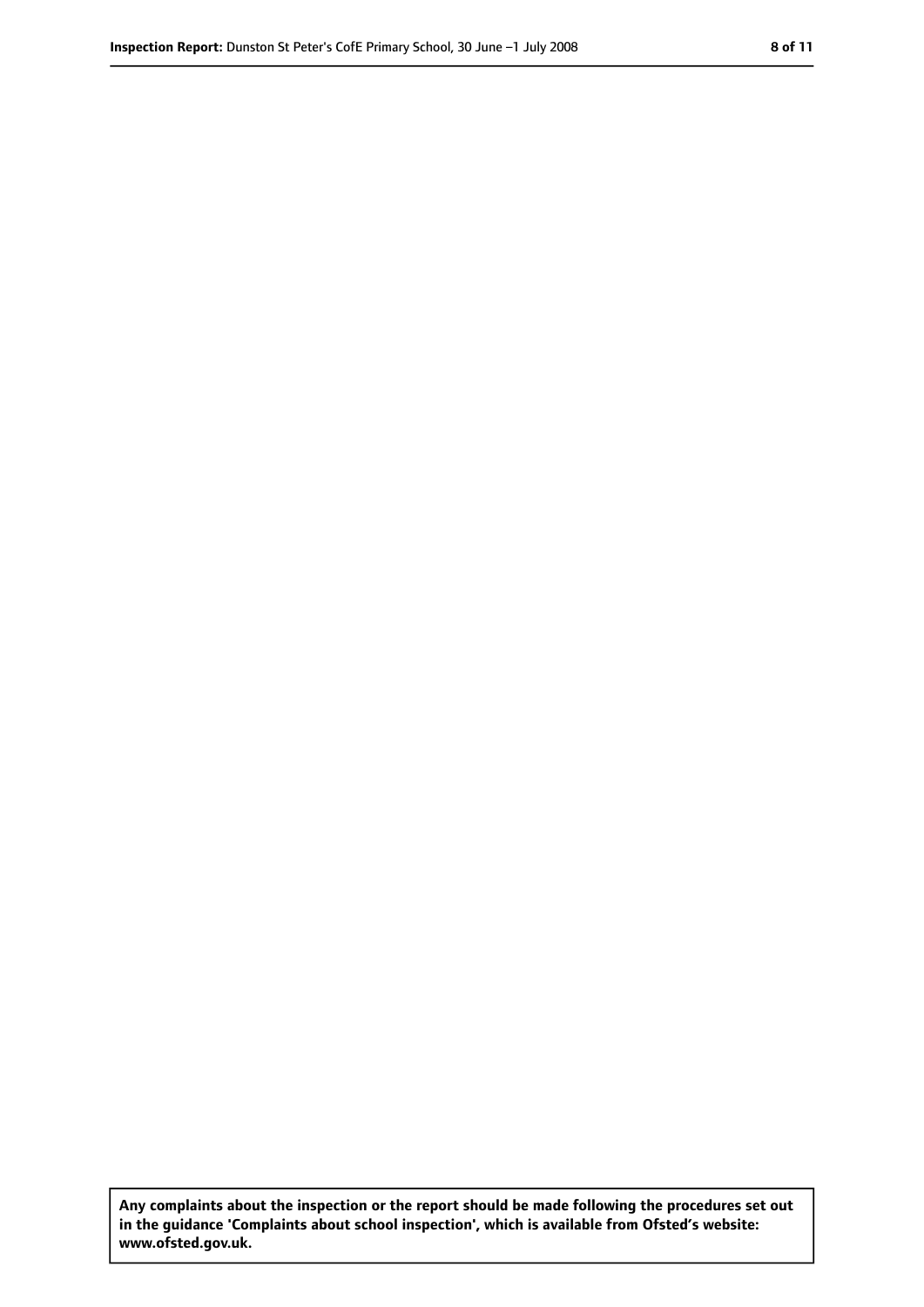Any complaints about the inspection or the report should be made following the procedures set out in the guidance 'Complaints about school inspection', which is available from Ofsted's website: www.ofsted.gov.uk.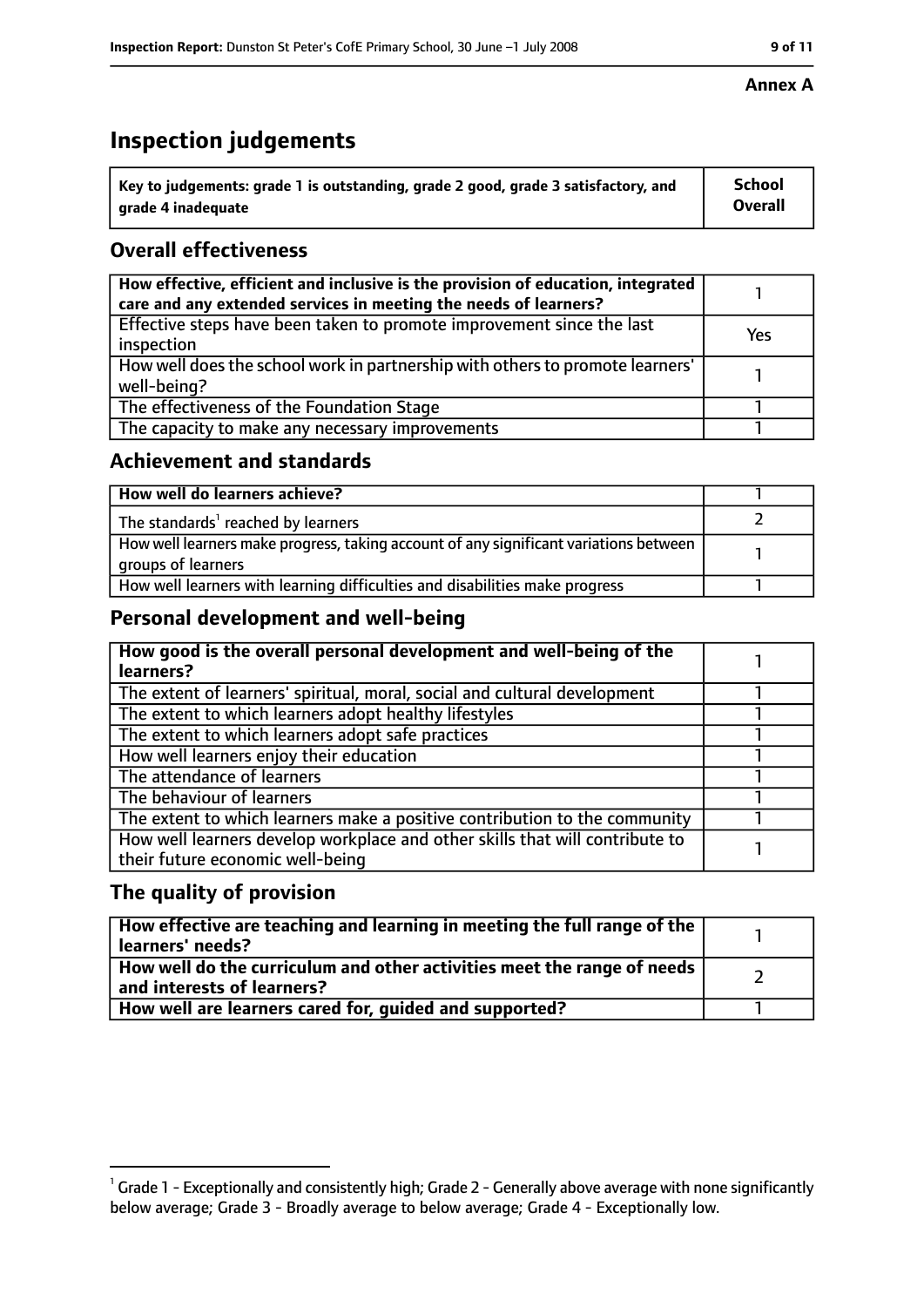**Annex A**

# Inspection judgements

| Key to judgements: grade 1 is outstanding, grade 2 good, grade 3 satisfactory, and grade 4 inadequate | School Overall |
|---|---|

## Overall effectiveness

| | |
|---|---|
| How effective, efficient and inclusive is the provision of education, integrated care and any extended services in meeting the needs of learners? | 1 |
| Effective steps have been taken to promote improvement since the last inspection | Yes |
| How well does the school work in partnership with others to promote learners' well-being? | 1 |
| The effectiveness of the Foundation Stage | 1 |
| The capacity to make any necessary improvements | 1 |

## Achievement and standards

| | |
|---|---|
| How well do learners achieve? | 1 |
| The standards[1] reached by learners | 2 |
| How well learners make progress, taking account of any significant variations between groups of learners | 1 |
| How well learners with learning difficulties and disabilities make progress | 1 |

## Personal development and well-being

| | |
|---|---|
| How good is the overall personal development and well-being of the learners? | 1 |
| The extent of learners' spiritual, moral, social and cultural development | 1 |
| The extent to which learners adopt healthy lifestyles | 1 |
| The extent to which learners adopt safe practices | 1 |
| How well learners enjoy their education | 1 |
| The attendance of learners | 1 |
| The behaviour of learners | 1 |
| The extent to which learners make a positive contribution to the community | 1 |
| How well learners develop workplace and other skills that will contribute to their future economic well-being | 1 |

## The quality of provision

| | |
|---|---|
| How effective are teaching and learning in meeting the full range of the learners' needs? | 1 |
| How well do the curriculum and other activities meet the range of needs and interests of learners? | 2 |
| How well are learners cared for, guided and supported? | 1 |

[1] Grade 1 - Exceptionally and consistently high; Grade 2 - Generally above average with none significantly below average; Grade 3 - Broadly average to below average; Grade 4 - Exceptionally low.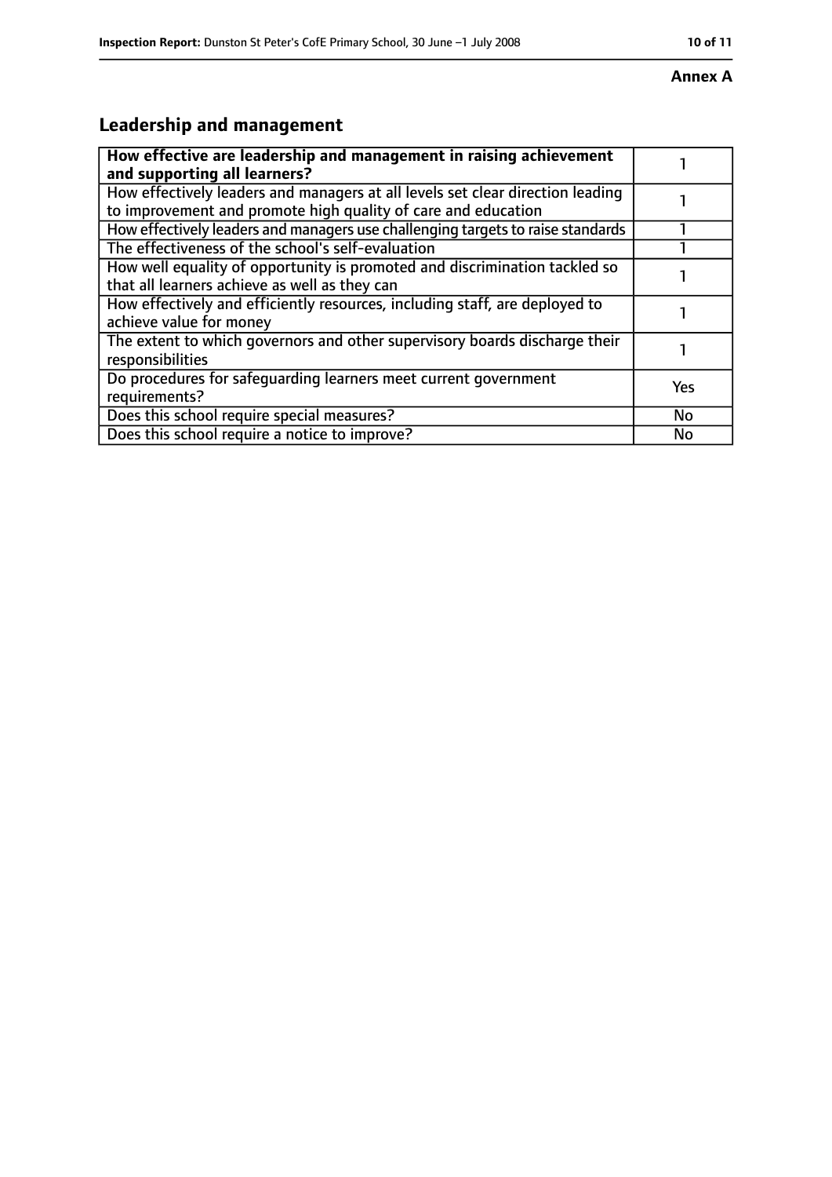**Annex A**

## Leadership and management

| How effective are leadership and management in raising achievement and supporting all learners? | 1 |
|---|---|
| How effectively leaders and managers at all levels set clear direction leading to improvement and promote high quality of care and education | 1 |
| How effectively leaders and managers use challenging targets to raise standards | 1 |
| The effectiveness of the school's self-evaluation | 1 |
| How well equality of opportunity is promoted and discrimination tackled so that all learners achieve as well as they can | 1 |
| How effectively and efficiently resources, including staff, are deployed to achieve value for money | 1 |
| The extent to which governors and other supervisory boards discharge their responsibilities | 1 |
| Do procedures for safeguarding learners meet current government requirements? | Yes |
| Does this school require special measures? | No |
| Does this school require a notice to improve? | No |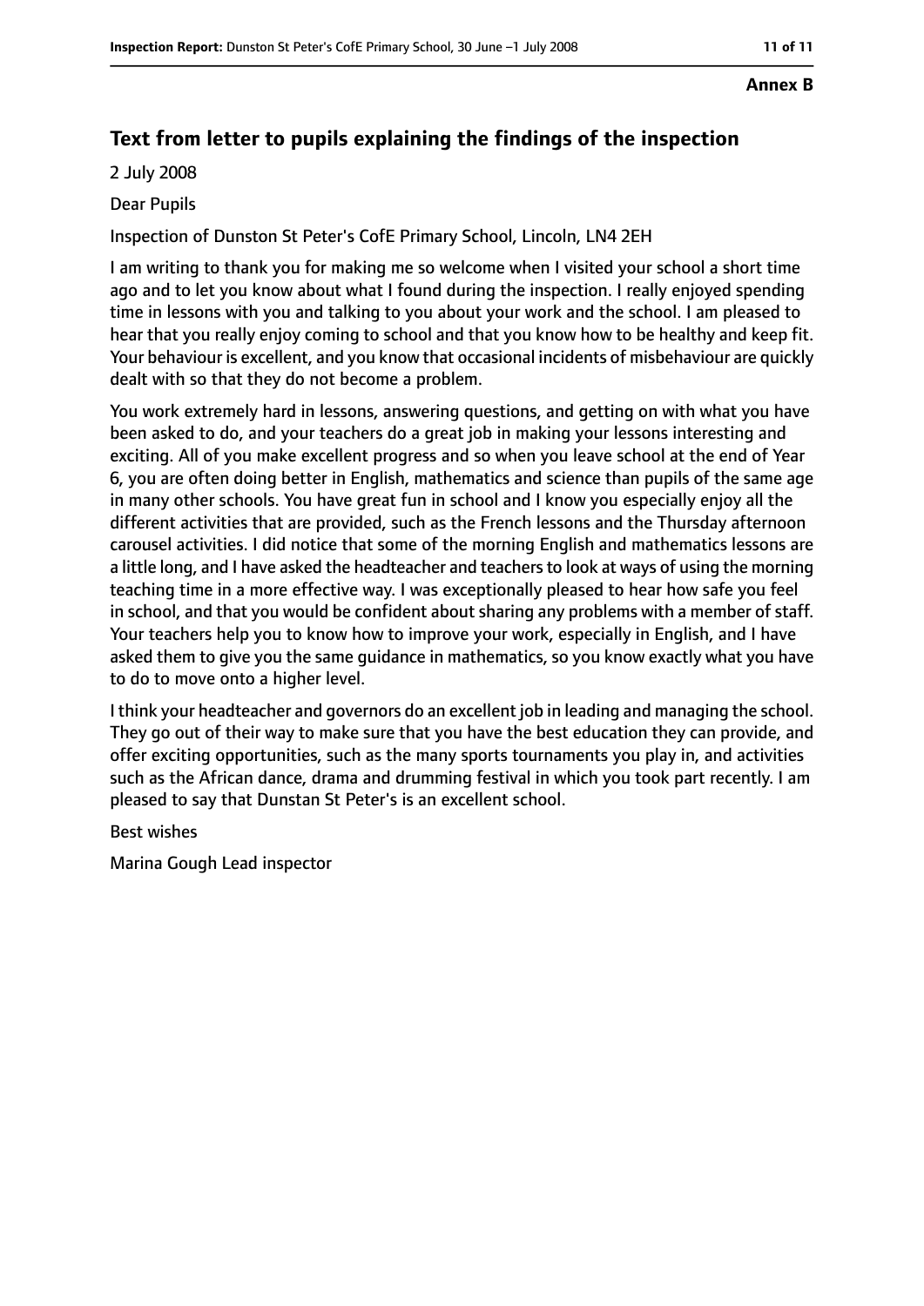**Annex B**

## Text from letter to pupils explaining the findings of the inspection

2 July 2008

Dear Pupils

Inspection of Dunston St Peter's CofE Primary School, Lincoln, LN4 2EH

I am writing to thank you for making me so welcome when I visited your school a short time ago and to let you know about what I found during the inspection. I really enjoyed spending time in lessons with you and talking to you about your work and the school. I am pleased to hear that you really enjoy coming to school and that you know how to be healthy and keep fit. Your behaviour is excellent, and you know that occasional incidents of misbehaviour are quickly dealt with so that they do not become a problem.

You work extremely hard in lessons, answering questions, and getting on with what you have been asked to do, and your teachers do a great job in making your lessons interesting and exciting. All of you make excellent progress and so when you leave school at the end of Year 6, you are often doing better in English, mathematics and science than pupils of the same age in many other schools. You have great fun in school and I know you especially enjoy all the different activities that are provided, such as the French lessons and the Thursday afternoon carousel activities. I did notice that some of the morning English and mathematics lessons are a little long, and I have asked the headteacher and teachers to look at ways of using the morning teaching time in a more effective way. I was exceptionally pleased to hear how safe you feel in school, and that you would be confident about sharing any problems with a member of staff. Your teachers help you to know how to improve your work, especially in English, and I have asked them to give you the same guidance in mathematics, so you know exactly what you have to do to move onto a higher level.

I think your headteacher and governors do an excellent job in leading and managing the school. They go out of their way to make sure that you have the best education they can provide, and offer exciting opportunities, such as the many sports tournaments you play in, and activities such as the African dance, drama and drumming festival in which you took part recently. I am pleased to say that Dunstan St Peter's is an excellent school.

Best wishes

Marina Gough Lead inspector